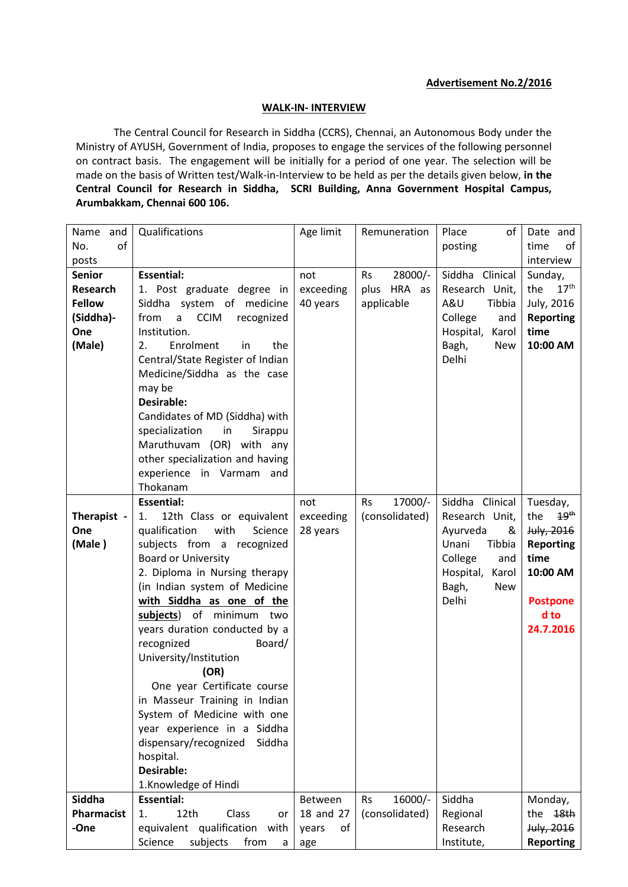**Advertisement No.2/2016**

**WALK-IN- INTERVIEW**

The Central Council for Research in Siddha (CCRS), Chennai, an Autonomous Body under the Ministry of AYUSH, Government of India, proposes to engage the services of the following personnel on contract basis. The engagement will be initially for a period of one year. The selection will be made on the basis of Written test/Walk-in-Interview to be held as per the details given below, **in the Central Council for Research in Siddha, SCRI Building, Anna Government Hospital Campus, Arumbakkam, Chennai 600 106.**

| Name and No. of posts | Qualifications | Age limit | Remuneration | Place of posting | Date and time of interview |
|---|---|---|---|---|---|
| **Senior Research Fellow (Siddha)- One (Male)** | **Essential:**<br>1. Post graduate degree in Siddha system of medicine from a CCIM recognized Institution.<br>2. Enrolment in the Central/State Register of Indian Medicine/Siddha as the case may be<br>**Desirable:**<br>Candidates of MD (Siddha) with specialization in Sirappu Maruthuvam (OR) with any other specialization and having experience in Varmam and Thokanam | not exceeding 40 years | Rs 28000/- plus HRA as applicable | Siddha Clinical Research Unit, A&U Tibbia College and Hospital, Karol Bagh, New Delhi | Sunday, the 17th July, 2016 **Reporting time 10:00 AM** |
| **Therapist - One (Male )** | **Essential:**<br>1. 12th Class or equivalent qualification with Science subjects from a recognized Board or University<br>2. Diploma in Nursing therapy (in Indian system of Medicine **<u>with Siddha as one of the subjects</u>**) of minimum two years duration conducted by a recognized Board/ University/Institution<br>**(OR)**<br>One year Certificate course in Masseur Training in Indian System of Medicine with one year experience in a Siddha dispensary/recognized Siddha hospital.<br>**Desirable:**<br>1.Knowledge of Hindi | not exceeding 28 years | Rs 17000/- (consolidated) | Siddha Clinical Research Unit, Ayurveda & Unani Tibbia College and Hospital, Karol Bagh, New Delhi | Tuesday, the ~~19th July, 2016~~ **Reporting time 10:00 AM**<br>**Postponed to 24.7.2016** |
| **Siddha Pharmacist -One** | **Essential:**<br>1. 12th Class or equivalent qualification with Science subjects from a | Between 18 and 27 years of age | Rs 16000/- (consolidated) | Siddha Regional Research Institute, | Monday, the ~~18th July, 2016~~ **Reporting** |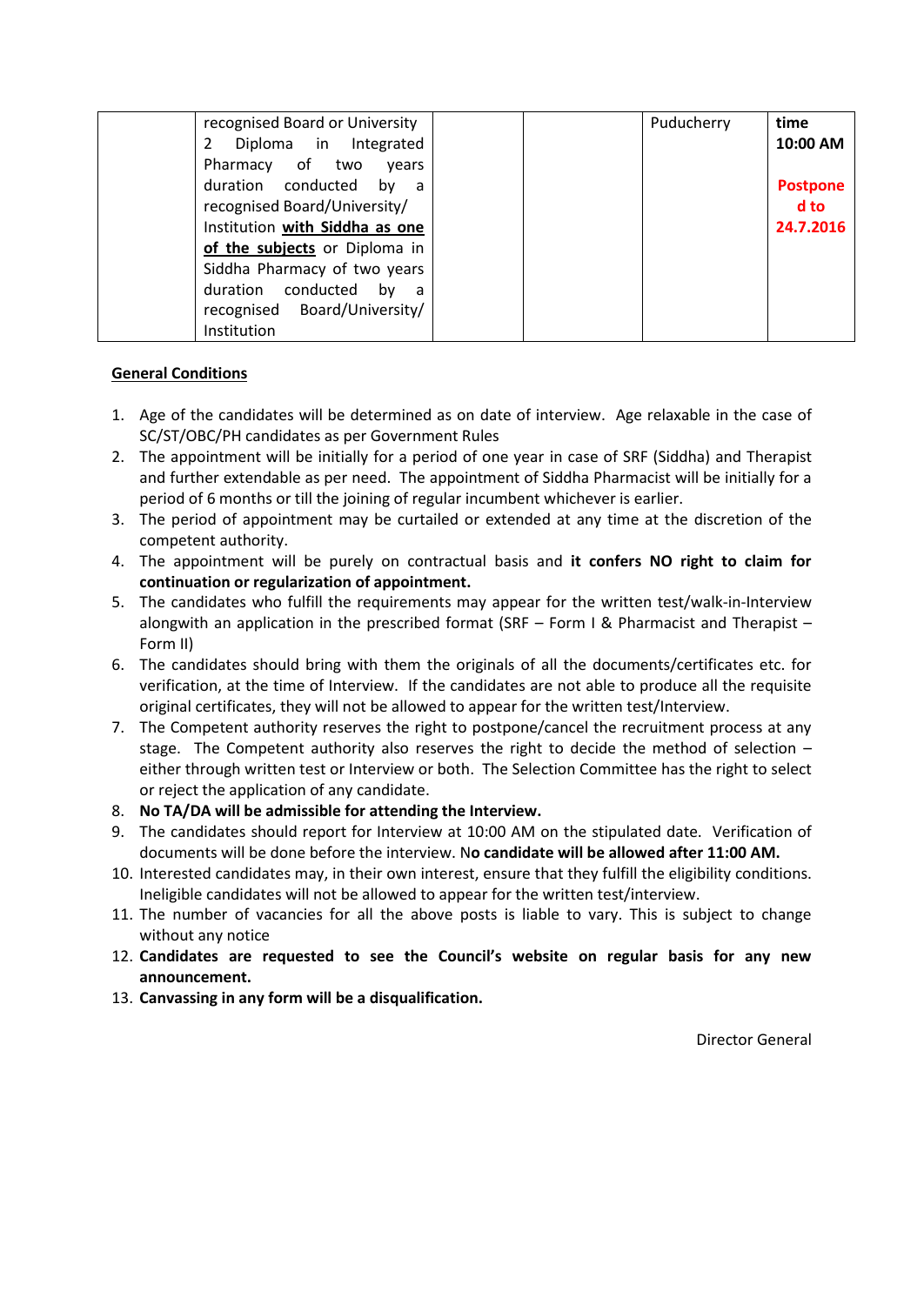| | | | | | |
|---|---|---|---|---|---|
| | recognised Board or University<br>2 Diploma in Integrated Pharmacy of two years duration conducted by a recognised Board/University/ Institution **with Siddha as one of the subjects** or Diploma in Siddha Pharmacy of two years duration conducted by a recognised Board/University/ Institution | | | Puducherry | **time 10:00 AM**<br><br>**Postponed to 24.7.2016** |

## General Conditions

1. Age of the candidates will be determined as on date of interview. Age relaxable in the case of SC/ST/OBC/PH candidates as per Government Rules
2. The appointment will be initially for a period of one year in case of SRF (Siddha) and Therapist and further extendable as per need. The appointment of Siddha Pharmacist will be initially for a period of 6 months or till the joining of regular incumbent whichever is earlier.
3. The period of appointment may be curtailed or extended at any time at the discretion of the competent authority.
4. The appointment will be purely on contractual basis and **it confers NO right to claim for continuation or regularization of appointment.**
5. The candidates who fulfill the requirements may appear for the written test/walk-in-Interview alongwith an application in the prescribed format (SRF – Form I & Pharmacist and Therapist – Form II)
6. The candidates should bring with them the originals of all the documents/certificates etc. for verification, at the time of Interview. If the candidates are not able to produce all the requisite original certificates, they will not be allowed to appear for the written test/Interview.
7. The Competent authority reserves the right to postpone/cancel the recruitment process at any stage. The Competent authority also reserves the right to decide the method of selection – either through written test or Interview or both. The Selection Committee has the right to select or reject the application of any candidate.
8. **No TA/DA will be admissible for attending the Interview.**
9. The candidates should report for Interview at 10:00 AM on the stipulated date. Verification of documents will be done before the interview. N**o candidate will be allowed after 11:00 AM.**
10. Interested candidates may, in their own interest, ensure that they fulfill the eligibility conditions. Ineligible candidates will not be allowed to appear for the written test/interview.
11. The number of vacancies for all the above posts is liable to vary. This is subject to change without any notice
12. **Candidates are requested to see the Council's website on regular basis for any new announcement.**
13. **Canvassing in any form will be a disqualification.**

Director General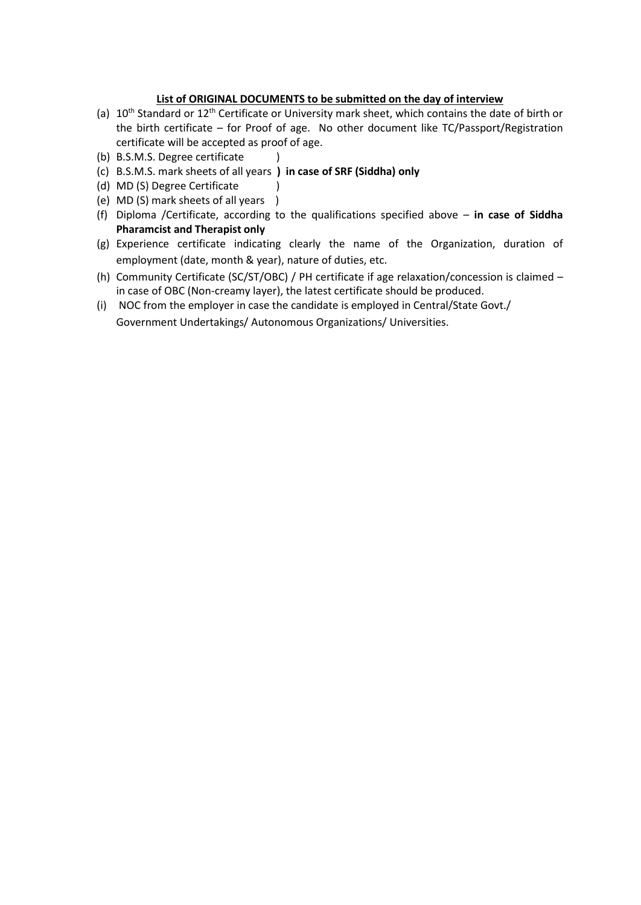**List of ORIGINAL DOCUMENTS to be submitted on the day of interview**

(a) 10th Standard or 12th Certificate or University mark sheet, which contains the date of birth or the birth certificate – for Proof of age. No other document like TC/Passport/Registration certificate will be accepted as proof of age.

(b) B.S.M.S. Degree certificate )

(c) B.S.M.S. mark sheets of all years **) in case of SRF (Siddha) only**

(d) MD (S) Degree Certificate )

(e) MD (S) mark sheets of all years )

(f) Diploma /Certificate, according to the qualifications specified above – **in case of Siddha Pharamcist and Therapist only**

(g) Experience certificate indicating clearly the name of the Organization, duration of employment (date, month & year), nature of duties, etc.

(h) Community Certificate (SC/ST/OBC) / PH certificate if age relaxation/concession is claimed – in case of OBC (Non-creamy layer), the latest certificate should be produced.

(i) NOC from the employer in case the candidate is employed in Central/State Govt./ Government Undertakings/ Autonomous Organizations/ Universities.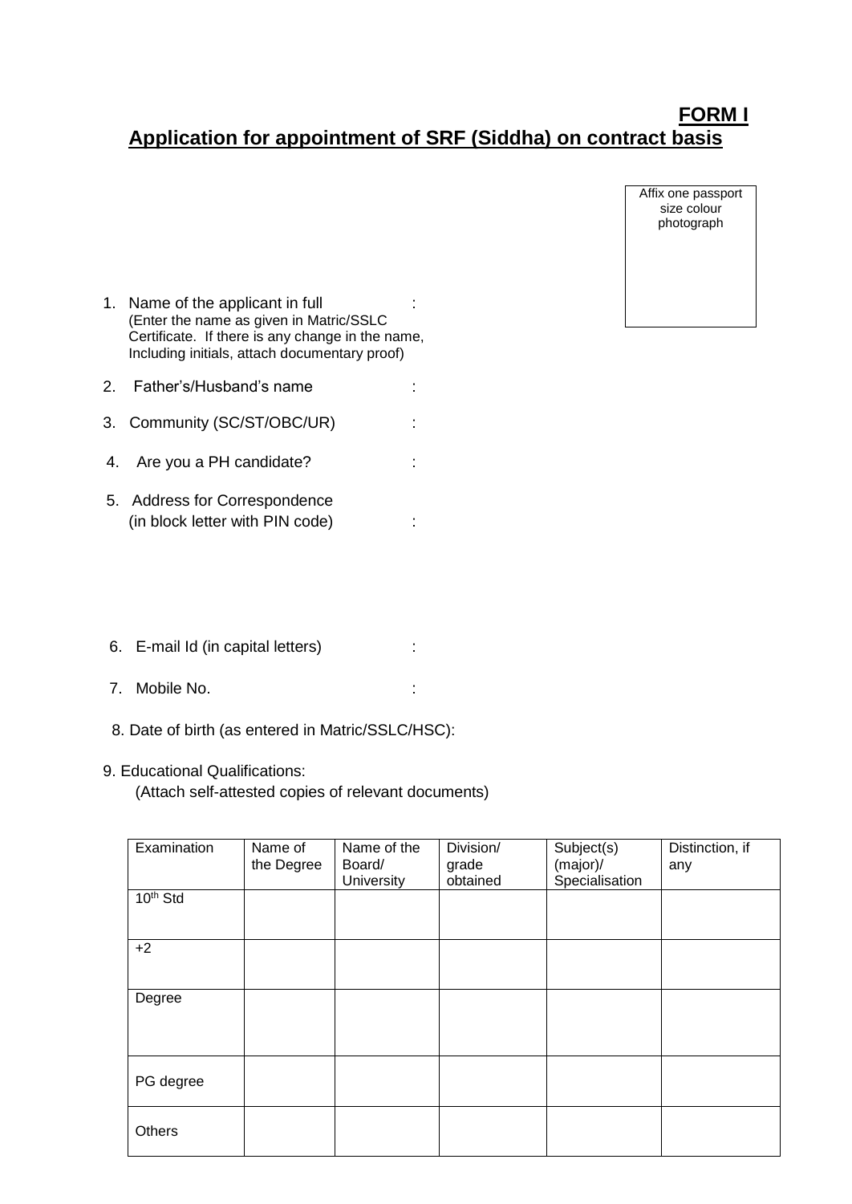**FORM I**

## Application for appointment of SRF (Siddha) on contract basis

Affix one passport size colour photograph

1. Name of the applicant in full :
   (Enter the name as given in Matric/SSLC Certificate. If there is any change in the name, Including initials, attach documentary proof)

2. Father's/Husband's name :

3. Community (SC/ST/OBC/UR) :

4. Are you a PH candidate? :

5. Address for Correspondence (in block letter with PIN code) :

6. E-mail Id (in capital letters) :

7. Mobile No. :

8. Date of birth (as entered in Matric/SSLC/HSC):

9. Educational Qualifications:
   (Attach self-attested copies of relevant documents)

| Examination | Name of the Degree | Name of the Board/ University | Division/ grade obtained | Subject(s) (major)/ Specialisation | Distinction, if any |
|---|---|---|---|---|---|
| 10th Std | | | | | |
| +2 | | | | | |
| Degree | | | | | |
| PG degree | | | | | |
| Others | | | | | |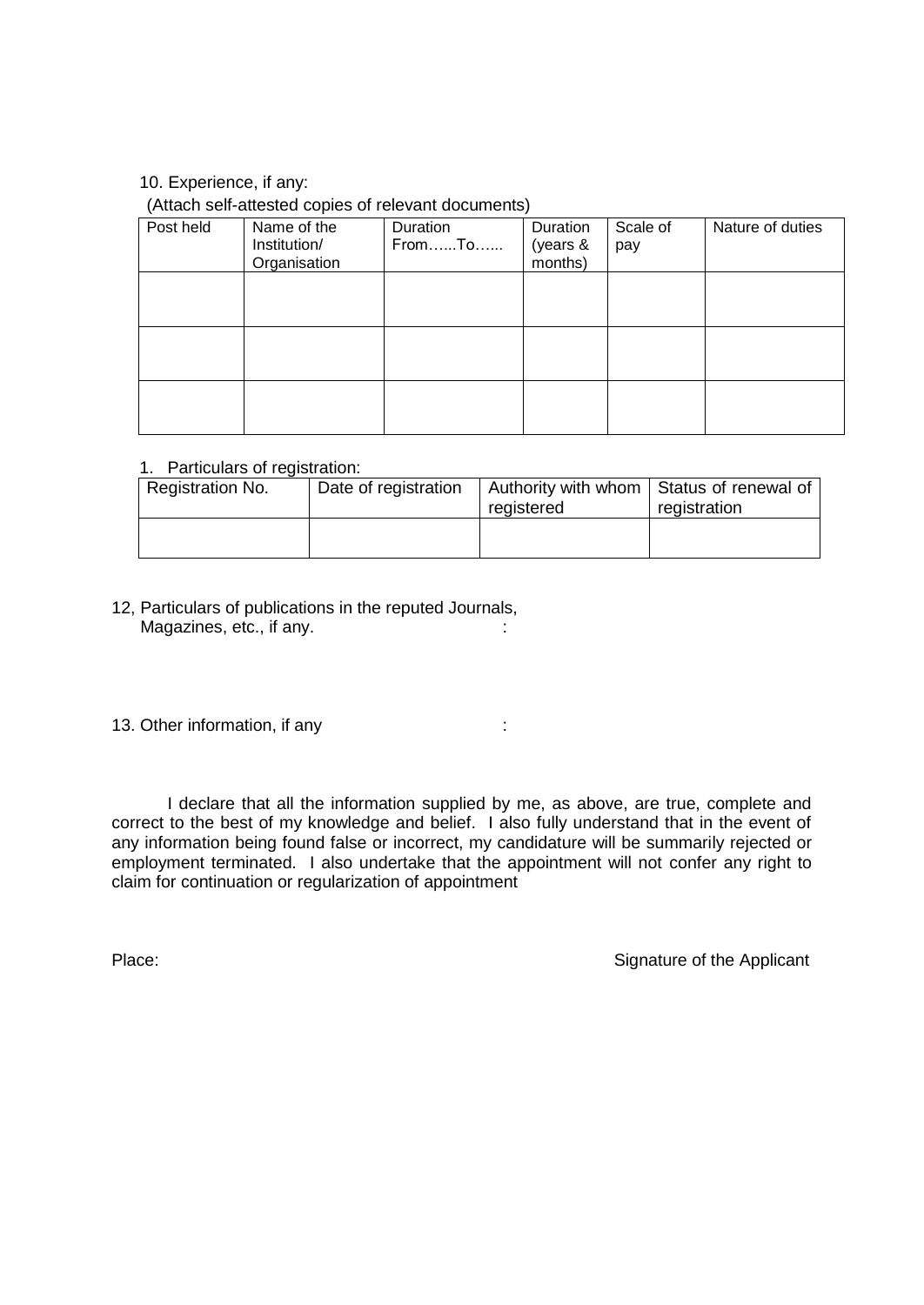10. Experience, if any:
(Attach self-attested copies of relevant documents)

| Post held | Name of the Institution/ Organisation | Duration From…...To…... | Duration (years & months) | Scale of pay | Nature of duties |
|---|---|---|---|---|---|
| | | | | | |
| | | | | | |
| | | | | | |

1. Particulars of registration:

| Registration No. | Date of registration | Authority with whom registered | Status of renewal of registration |
|---|---|---|---|
| | | | |

12, Particulars of publications in the reputed Journals, Magazines, etc., if any. :

13. Other information, if any :

I declare that all the information supplied by me, as above, are true, complete and correct to the best of my knowledge and belief. I also fully understand that in the event of any information being found false or incorrect, my candidature will be summarily rejected or employment terminated. I also undertake that the appointment will not confer any right to claim for continuation or regularization of appointment

Place: Signature of the Applicant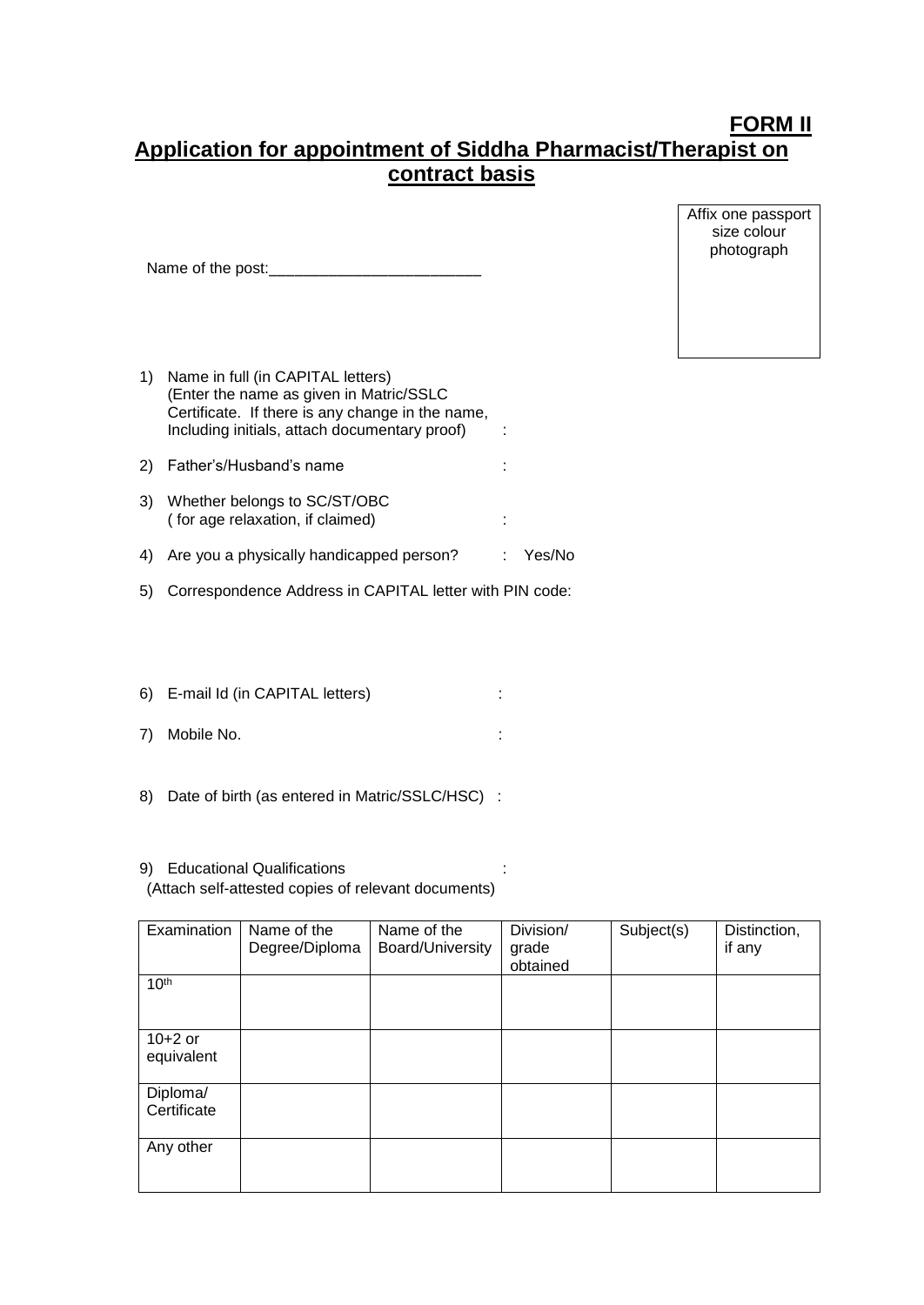**FORM II**

## Application for appointment of Siddha Pharmacist/Therapist on contract basis

Affix one passport size colour photograph

Name of the post:_________________________

1) Name in full (in CAPITAL letters) (Enter the name as given in Matric/SSLC Certificate. If there is any change in the name, Including initials, attach documentary proof) :

2) Father's/Husband's name :

3) Whether belongs to SC/ST/OBC ( for age relaxation, if claimed) :

4) Are you a physically handicapped person? : Yes/No

5) Correspondence Address in CAPITAL letter with PIN code:

6) E-mail Id (in CAPITAL letters) :

7) Mobile No. :

8) Date of birth (as entered in Matric/SSLC/HSC) :

9) Educational Qualifications :
(Attach self-attested copies of relevant documents)

| Examination | Name of the Degree/Diploma | Name of the Board/University | Division/ grade obtained | Subject(s) | Distinction, if any |
|---|---|---|---|---|---|
| $10^{th}$ | | | | | |
| 10+2 or equivalent | | | | | |
| Diploma/ Certificate | | | | | |
| Any other | | | | | |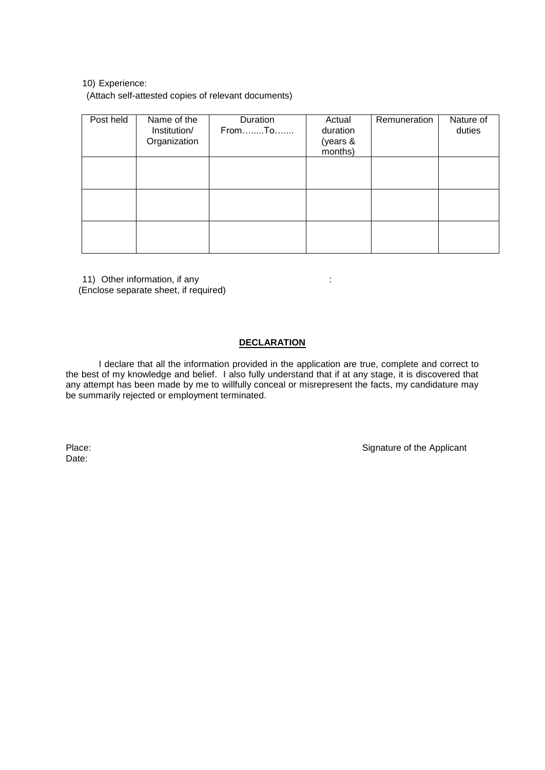10) Experience:

(Attach self-attested copies of relevant documents)

| Post held | Name of the Institution/ Organization | Duration From…......To…..... | Actual duration (years & months) | Remuneration | Nature of duties |
|---|---|---|---|---|---|
| | | | | | |
| | | | | | |
| | | | | | |

11) Other information, if any :

(Enclose separate sheet, if required)

**DECLARATION**

I declare that all the information provided in the application are true, complete and correct to the best of my knowledge and belief. I also fully understand that if at any stage, it is discovered that any attempt has been made by me to willfully conceal or misrepresent the facts, my candidature may be summarily rejected or employment terminated.

Place:

Date:

Signature of the Applicant